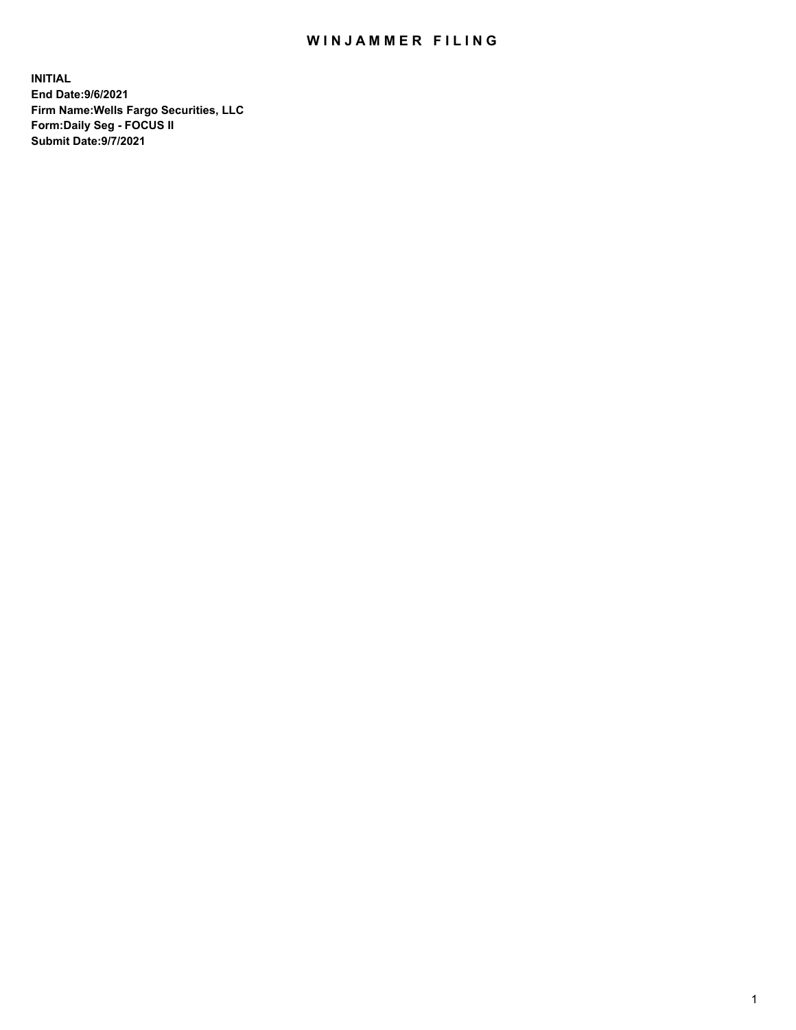# WINJAMMER FILING

**INITIAL**
**End Date:9/6/2021**
**Firm Name:Wells Fargo Securities, LLC**
**Form:Daily Seg - FOCUS II**
**Submit Date:9/7/2021**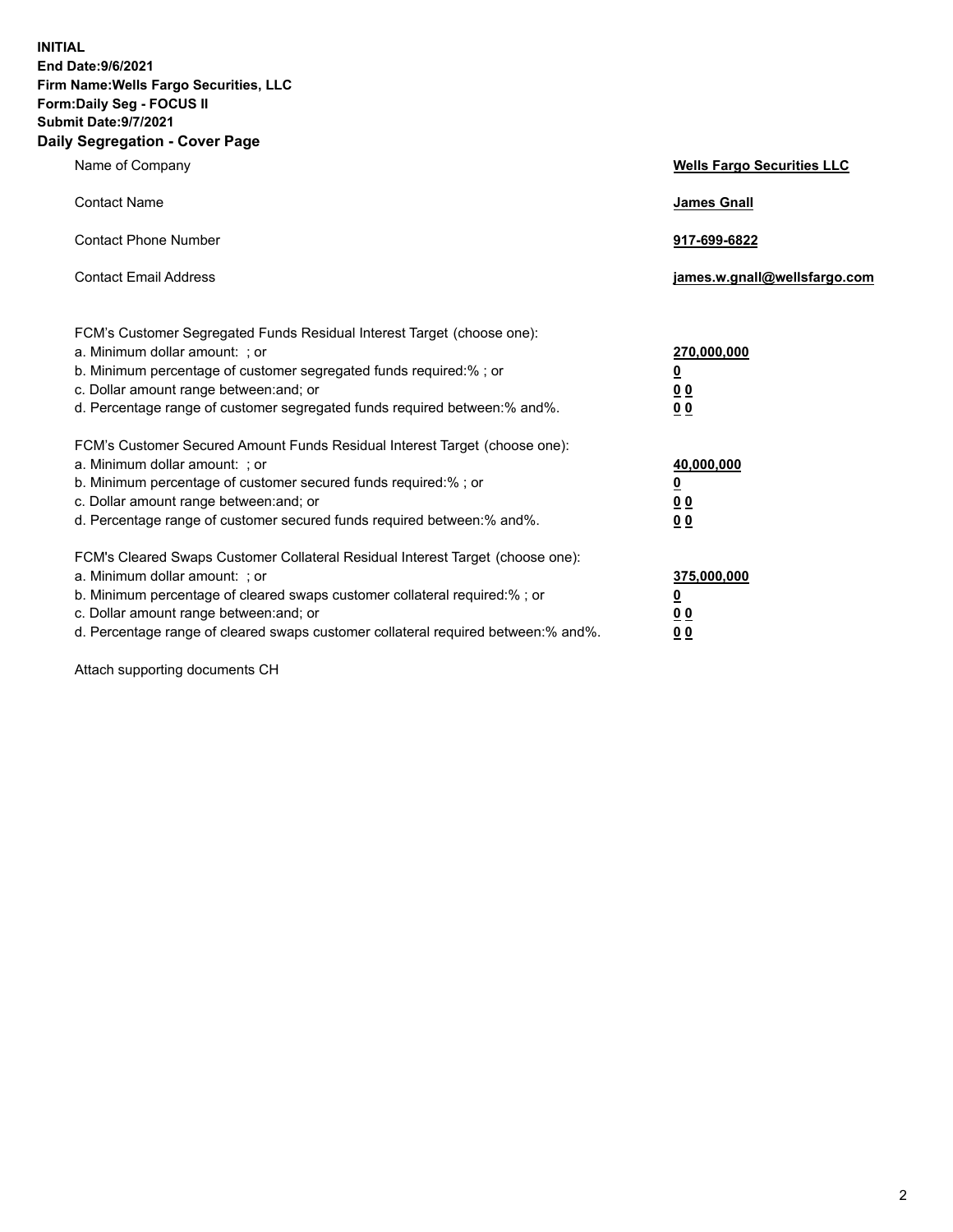**INITIAL**
**End Date:9/6/2021**
**Firm Name:Wells Fargo Securities, LLC**
**Form:Daily Seg - FOCUS II**
**Submit Date:9/7/2021**

## Daily Segregation - Cover Page

| | |
|---|---|
| Name of Company | **Wells Fargo Securities LLC** |
| Contact Name | **James Gnall** |
| Contact Phone Number | **917-699-6822** |
| Contact Email Address | **james.w.gnall@wellsfargo.com** |

| | |
|---|---|
| FCM's Customer Segregated Funds Residual Interest Target (choose one): | |
| a. Minimum dollar amount: ; or | **270,000,000** |
| b. Minimum percentage of customer segregated funds required:% ; or | **0** |
| c. Dollar amount range between:and; or | **0 0** |
| d. Percentage range of customer segregated funds required between:% and%. | **0 0** |
| FCM's Customer Secured Amount Funds Residual Interest Target (choose one): | |
| a. Minimum dollar amount: ; or | **40,000,000** |
| b. Minimum percentage of customer secured funds required:% ; or | **0** |
| c. Dollar amount range between:and; or | **0 0** |
| d. Percentage range of customer secured funds required between:% and%. | **0 0** |
| FCM's Cleared Swaps Customer Collateral Residual Interest Target (choose one): | |
| a. Minimum dollar amount: ; or | **375,000,000** |
| b. Minimum percentage of cleared swaps customer collateral required:% ; or | **0** |
| c. Dollar amount range between:and; or | **0 0** |
| d. Percentage range of cleared swaps customer collateral required between:% and%. | **0 0** |

Attach supporting documents CH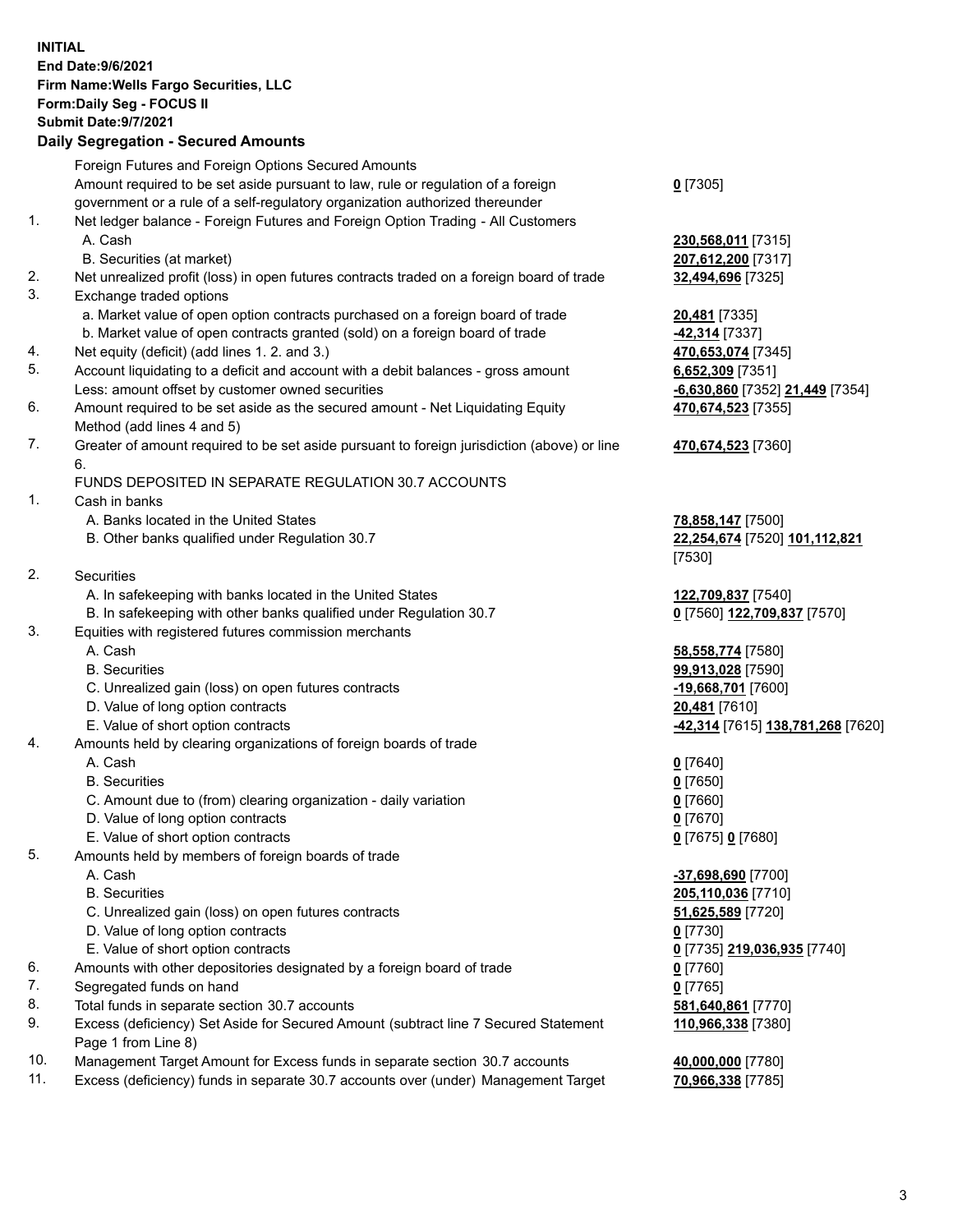**INITIAL**
**End Date:9/6/2021**
**Firm Name:Wells Fargo Securities, LLC**
**Form:Daily Seg - FOCUS II**
**Submit Date:9/7/2021**

## Daily Segregation - Secured Amounts

| | | |
|---|---|---|
| | Foreign Futures and Foreign Options Secured Amounts | |
| | Amount required to be set aside pursuant to law, rule or regulation of a foreign government or a rule of a self-regulatory organization authorized thereunder | **0** [7305] |
| 1. | Net ledger balance - Foreign Futures and Foreign Option Trading - All Customers | |
| | A. Cash | **230,568,011** [7315] |
| | B. Securities (at market) | **207,612,200** [7317] |
| 2. | Net unrealized profit (loss) in open futures contracts traded on a foreign board of trade | **32,494,696** [7325] |
| 3. | Exchange traded options | |
| | a. Market value of open option contracts purchased on a foreign board of trade | **20,481** [7335] |
| | b. Market value of open contracts granted (sold) on a foreign board of trade | **-42,314** [7337] |
| 4. | Net equity (deficit) (add lines 1. 2. and 3.) | **470,653,074** [7345] |
| 5. | Account liquidating to a deficit and account with a debit balances - gross amount | **6,652,309** [7351] |
| | Less: amount offset by customer owned securities | **-6,630,860** [7352] **21,449** [7354] |
| 6. | Amount required to be set aside as the secured amount - Net Liquidating Equity Method (add lines 4 and 5) | **470,674,523** [7355] |
| 7. | Greater of amount required to be set aside pursuant to foreign jurisdiction (above) or line 6. | **470,674,523** [7360] |
| | FUNDS DEPOSITED IN SEPARATE REGULATION 30.7 ACCOUNTS | |
| 1. | Cash in banks | |
| | A. Banks located in the United States | **78,858,147** [7500] |
| | B. Other banks qualified under Regulation 30.7 | **22,254,674** [7520] **101,112,821** [7530] |
| 2. | Securities | |
| | A. In safekeeping with banks located in the United States | **122,709,837** [7540] |
| | B. In safekeeping with other banks qualified under Regulation 30.7 | **0** [7560] **122,709,837** [7570] |
| 3. | Equities with registered futures commission merchants | |
| | A. Cash | **58,558,774** [7580] |
| | B. Securities | **99,913,028** [7590] |
| | C. Unrealized gain (loss) on open futures contracts | **-19,668,701** [7600] |
| | D. Value of long option contracts | **20,481** [7610] |
| | E. Value of short option contracts | **-42,314** [7615] **138,781,268** [7620] |
| 4. | Amounts held by clearing organizations of foreign boards of trade | |
| | A. Cash | **0** [7640] |
| | B. Securities | **0** [7650] |
| | C. Amount due to (from) clearing organization - daily variation | **0** [7660] |
| | D. Value of long option contracts | **0** [7670] |
| | E. Value of short option contracts | **0** [7675] **0** [7680] |
| 5. | Amounts held by members of foreign boards of trade | |
| | A. Cash | **-37,698,690** [7700] |
| | B. Securities | **205,110,036** [7710] |
| | C. Unrealized gain (loss) on open futures contracts | **51,625,589** [7720] |
| | D. Value of long option contracts | **0** [7730] |
| | E. Value of short option contracts | **0** [7735] **219,036,935** [7740] |
| 6. | Amounts with other depositories designated by a foreign board of trade | **0** [7760] |
| 7. | Segregated funds on hand | **0** [7765] |
| 8. | Total funds in separate section 30.7 accounts | **581,640,861** [7770] |
| 9. | Excess (deficiency) Set Aside for Secured Amount (subtract line 7 Secured Statement Page 1 from Line 8) | **110,966,338** [7380] |
| 10. | Management Target Amount for Excess funds in separate section 30.7 accounts | **40,000,000** [7780] |
| 11. | Excess (deficiency) funds in separate 30.7 accounts over (under) Management Target | **70,966,338** [7785] |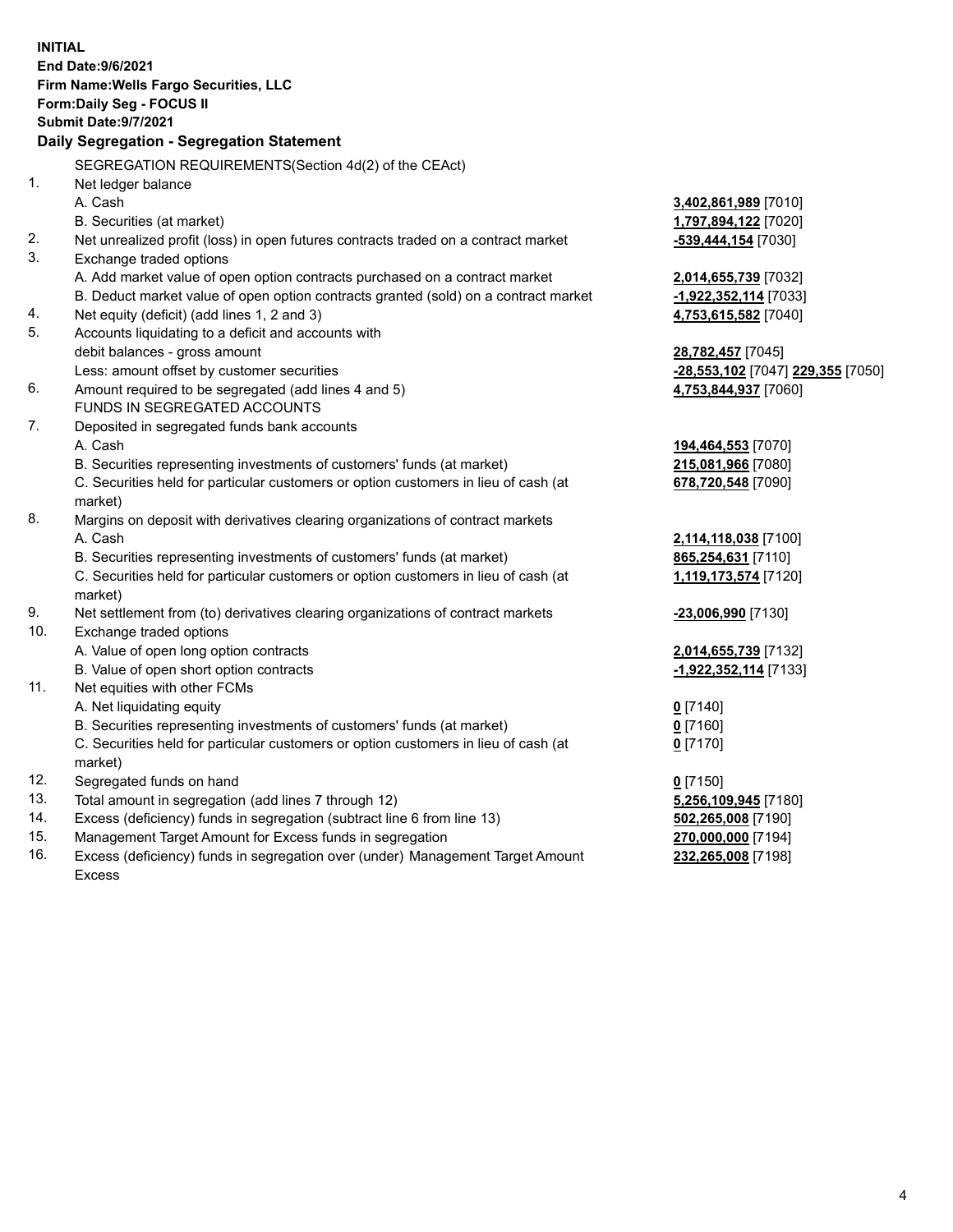**INITIAL**
**End Date:9/6/2021**
**Firm Name:Wells Fargo Securities, LLC**
**Form:Daily Seg - FOCUS II**
**Submit Date:9/7/2021**

**Daily Segregation - Segregation Statement**

SEGREGATION REQUIREMENTS(Section 4d(2) of the CEAct)

| | | |
|---|---|---|
| 1. | Net ledger balance | |
| | A. Cash | **3,402,861,989** [7010] |
| | B. Securities (at market) | **1,797,894,122** [7020] |
| 2. | Net unrealized profit (loss) in open futures contracts traded on a contract market | **-539,444,154** [7030] |
| 3. | Exchange traded options | |
| | A. Add market value of open option contracts purchased on a contract market | **2,014,655,739** [7032] |
| | B. Deduct market value of open option contracts granted (sold) on a contract market | **-1,922,352,114** [7033] |
| 4. | Net equity (deficit) (add lines 1, 2 and 3) | **4,753,615,582** [7040] |
| 5. | Accounts liquidating to a deficit and accounts with | |
| | debit balances - gross amount | **28,782,457** [7045] |
| | Less: amount offset by customer securities | **-28,553,102** [7047] **229,355** [7050] |
| 6. | Amount required to be segregated (add lines 4 and 5) | **4,753,844,937** [7060] |
| | FUNDS IN SEGREGATED ACCOUNTS | |
| 7. | Deposited in segregated funds bank accounts | |
| | A. Cash | **194,464,553** [7070] |
| | B. Securities representing investments of customers' funds (at market) | **215,081,966** [7080] |
| | C. Securities held for particular customers or option customers in lieu of cash (at market) | **678,720,548** [7090] |
| 8. | Margins on deposit with derivatives clearing organizations of contract markets | |
| | A. Cash | **2,114,118,038** [7100] |
| | B. Securities representing investments of customers' funds (at market) | **865,254,631** [7110] |
| | C. Securities held for particular customers or option customers in lieu of cash (at market) | **1,119,173,574** [7120] |
| 9. | Net settlement from (to) derivatives clearing organizations of contract markets | **-23,006,990** [7130] |
| 10. | Exchange traded options | |
| | A. Value of open long option contracts | **2,014,655,739** [7132] |
| | B. Value of open short option contracts | **-1,922,352,114** [7133] |
| 11. | Net equities with other FCMs | |
| | A. Net liquidating equity | **0** [7140] |
| | B. Securities representing investments of customers' funds (at market) | **0** [7160] |
| | C. Securities held for particular customers or option customers in lieu of cash (at market) | **0** [7170] |
| 12. | Segregated funds on hand | **0** [7150] |
| 13. | Total amount in segregation (add lines 7 through 12) | **5,256,109,945** [7180] |
| 14. | Excess (deficiency) funds in segregation (subtract line 6 from line 13) | **502,265,008** [7190] |
| 15. | Management Target Amount for Excess funds in segregation | **270,000,000** [7194] |
| 16. | Excess (deficiency) funds in segregation over (under) Management Target Amount Excess | **232,265,008** [7198] |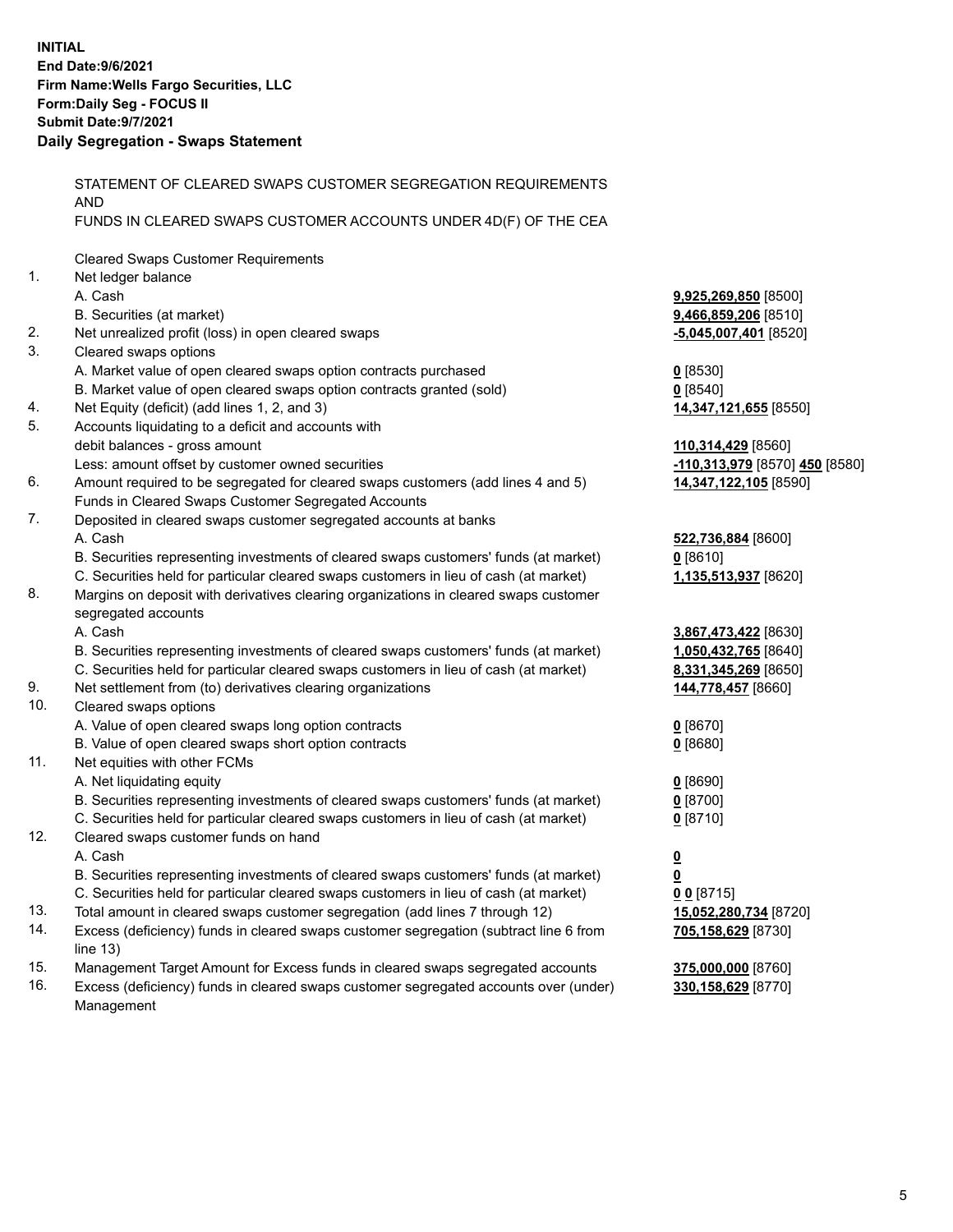**INITIAL**
**End Date:9/6/2021**
**Firm Name:Wells Fargo Securities, LLC**
**Form:Daily Seg - FOCUS II**
**Submit Date:9/7/2021**
**Daily Segregation - Swaps Statement**

STATEMENT OF CLEARED SWAPS CUSTOMER SEGREGATION REQUIREMENTS AND FUNDS IN CLEARED SWAPS CUSTOMER ACCOUNTS UNDER 4D(F) OF THE CEA

| | | |
|---|---|---|
| | Cleared Swaps Customer Requirements | |
| 1. | Net ledger balance | |
| | A. Cash | **9,925,269,850** [8500] |
| | B. Securities (at market) | **9,466,859,206** [8510] |
| 2. | Net unrealized profit (loss) in open cleared swaps | **-5,045,007,401** [8520] |
| 3. | Cleared swaps options | |
| | A. Market value of open cleared swaps option contracts purchased | **0** [8530] |
| | B. Market value of open cleared swaps option contracts granted (sold) | **0** [8540] |
| 4. | Net Equity (deficit) (add lines 1, 2, and 3) | **14,347,121,655** [8550] |
| 5. | Accounts liquidating to a deficit and accounts with debit balances - gross amount | **110,314,429** [8560] |
| | Less: amount offset by customer owned securities | **-110,313,979** [8570] **450** [8580] |
| 6. | Amount required to be segregated for cleared swaps customers (add lines 4 and 5) | **14,347,122,105** [8590] |
| | Funds in Cleared Swaps Customer Segregated Accounts | |
| 7. | Deposited in cleared swaps customer segregated accounts at banks | |
| | A. Cash | **522,736,884** [8600] |
| | B. Securities representing investments of cleared swaps customers' funds (at market) | **0** [8610] |
| | C. Securities held for particular cleared swaps customers in lieu of cash (at market) | **1,135,513,937** [8620] |
| 8. | Margins on deposit with derivatives clearing organizations in cleared swaps customer segregated accounts | |
| | A. Cash | **3,867,473,422** [8630] |
| | B. Securities representing investments of cleared swaps customers' funds (at market) | **1,050,432,765** [8640] |
| | C. Securities held for particular cleared swaps customers in lieu of cash (at market) | **8,331,345,269** [8650] |
| 9. | Net settlement from (to) derivatives clearing organizations | **144,778,457** [8660] |
| 10. | Cleared swaps options | |
| | A. Value of open cleared swaps long option contracts | **0** [8670] |
| | B. Value of open cleared swaps short option contracts | **0** [8680] |
| 11. | Net equities with other FCMs | |
| | A. Net liquidating equity | **0** [8690] |
| | B. Securities representing investments of cleared swaps customers' funds (at market) | **0** [8700] |
| | C. Securities held for particular cleared swaps customers in lieu of cash (at market) | **0** [8710] |
| 12. | Cleared swaps customer funds on hand | |
| | A. Cash | **0** |
| | B. Securities representing investments of cleared swaps customers' funds (at market) | **0** |
| | C. Securities held for particular cleared swaps customers in lieu of cash (at market) | **0** **0** [8715] |
| 13. | Total amount in cleared swaps customer segregation (add lines 7 through 12) | **15,052,280,734** [8720] |
| 14. | Excess (deficiency) funds in cleared swaps customer segregation (subtract line 6 from line 13) | **705,158,629** [8730] |
| 15. | Management Target Amount for Excess funds in cleared swaps segregated accounts | **375,000,000** [8760] |
| 16. | Excess (deficiency) funds in cleared swaps customer segregated accounts over (under) Management | **330,158,629** [8770] |